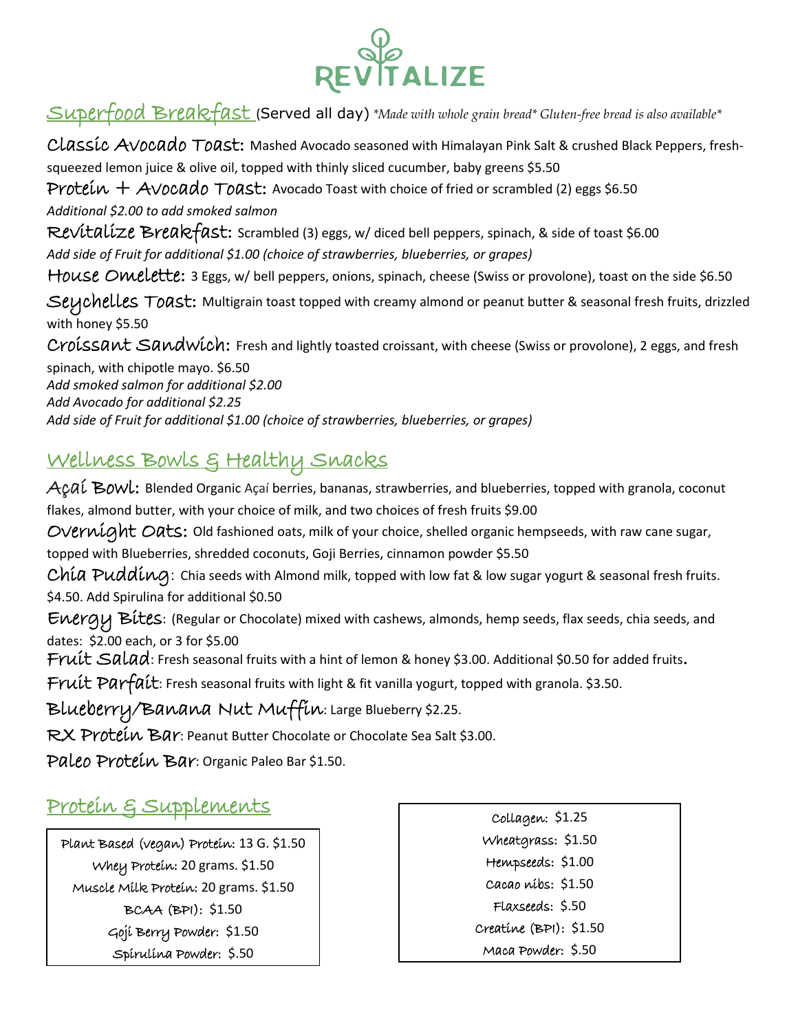# REVITALIZE

## Superfood Breakfast (Served all day) *\*Made with whole grain bread\* Gluten-free bread is also available\**

**Classic Avocado Toast:** Mashed Avocado seasoned with Himalayan Pink Salt & crushed Black Peppers, fresh-squeezed lemon juice & olive oil, topped with thinly sliced cucumber, baby greens $5.50

**Protein + Avocado Toast:** Avocado Toast with choice of fried or scrambled (2) eggs $6.50
*Additional $2.00 to add smoked salmon*

**Revitalize Breakfast:** Scrambled (3) eggs, w/ diced bell peppers, spinach, & side of toast $6.00
*Add side of Fruit for additional $1.00 (choice of strawberries, blueberries, or grapes)*

**House Omelette:** 3 Eggs, w/ bell peppers, onions, spinach, cheese (Swiss or provolone), toast on the side $6.50

**Seychelles Toast:** Multigrain toast topped with creamy almond or peanut butter & seasonal fresh fruits, drizzled with honey $5.50

**Croissant Sandwich:** Fresh and lightly toasted croissant, with cheese (Swiss or provolone), 2 eggs, and fresh spinach, with chipotle mayo. $6.50
*Add smoked salmon for additional $2.00*
*Add Avocado for additional $2.25*
*Add side of Fruit for additional $1.00 (choice of strawberries, blueberries, or grapes)*

## Wellness Bowls & Healthy Snacks

**Açaí Bowl:** Blended Organic Açaí berries, bananas, strawberries, and blueberries, topped with granola, coconut flakes, almond butter, with your choice of milk, and two choices of fresh fruits $9.00

**Overnight Oats:** Old fashioned oats, milk of your choice, shelled organic hempseeds, with raw cane sugar, topped with Blueberries, shredded coconuts, Goji Berries, cinnamon powder $5.50

**Chia Pudding:** Chia seeds with Almond milk, topped with low fat & low sugar yogurt & seasonal fresh fruits. $4.50. Add Spirulina for additional $0.50

**Energy Bites:** (Regular or Chocolate) mixed with cashews, almonds, hemp seeds, flax seeds, chia seeds, and dates: $2.00 each, or 3 for $5.00

**Fruit Salad:** Fresh seasonal fruits with a hint of lemon & honey $3.00. Additional $0.50 for added fruits.

**Fruit Parfait:** Fresh seasonal fruits with light & fit vanilla yogurt, topped with granola. $3.50.

**Blueberry/Banana Nut Muffin:** Large Blueberry $2.25.

**RX Protein Bar:** Peanut Butter Chocolate or Chocolate Sea Salt $3.00.

**Paleo Protein Bar:** Organic Paleo Bar $1.50.

## Protein & Supplements

Plant Based (vegan) Protein: 13 G. $1.50
Whey Protein: 20 grams. $1.50
Muscle Milk Protein: 20 grams. $1.50
BCAA (BPI): $1.50
Goji Berry Powder: $1.50
Spirulina Powder: $.50

Collagen: $1.25
Wheatgrass: $1.50
Hempseeds: $1.00
Cacao nibs: $1.50
Flaxseeds: $.50
Creatine (BPI): $1.50
Maca Powder: $.50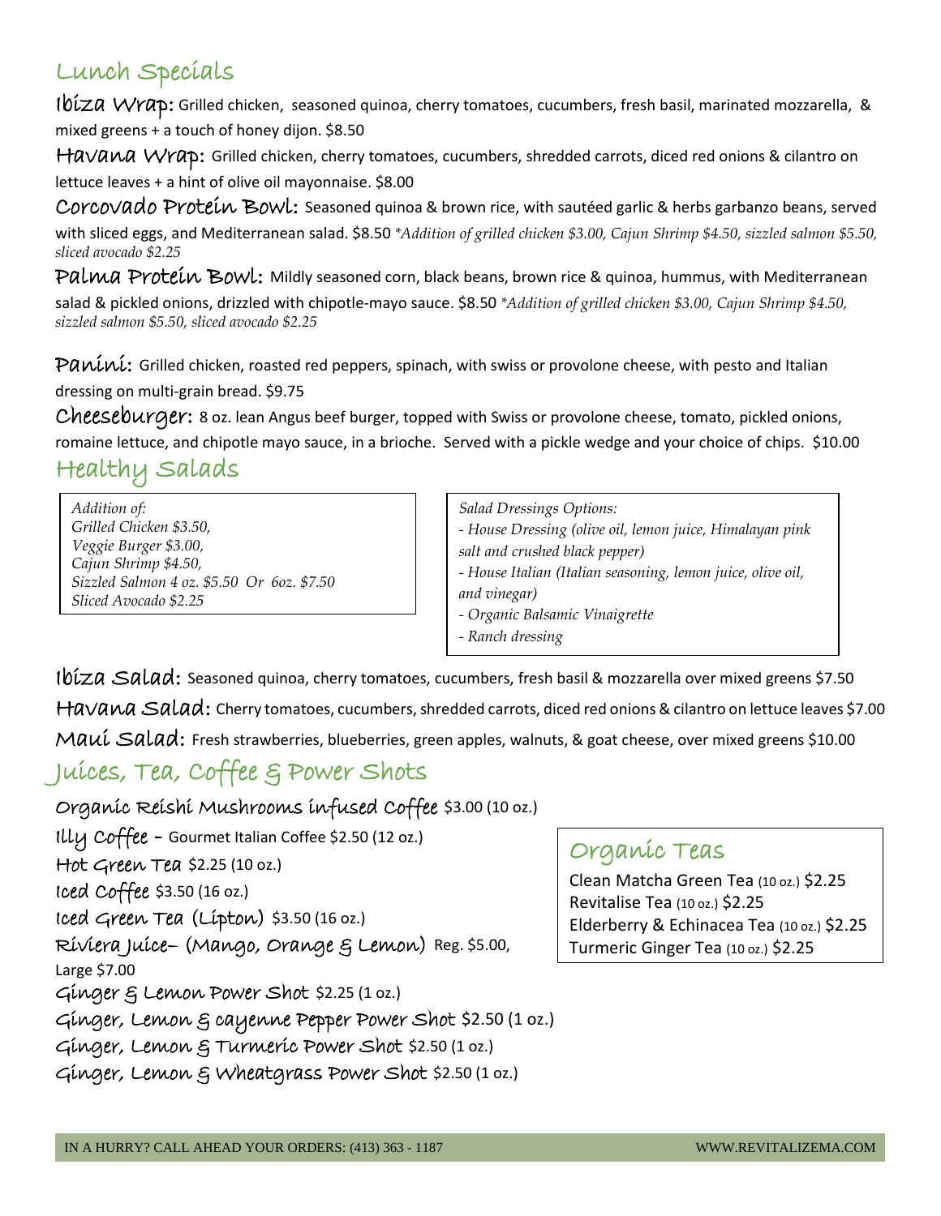## Lunch Specials

**Ibiza Wrap:** Grilled chicken, seasoned quinoa, cherry tomatoes, cucumbers, fresh basil, marinated mozzarella, & mixed greens + a touch of honey dijon. $8.50

**Havana Wrap:** Grilled chicken, cherry tomatoes, cucumbers, shredded carrots, diced red onions & cilantro on lettuce leaves + a hint of olive oil mayonnaise. $8.00

**Corcovado Protein Bowl:** Seasoned quinoa & brown rice, with sautéed garlic & herbs garbanzo beans, served with sliced eggs, and Mediterranean salad. $8.50 *\*Addition of grilled chicken $3.00, Cajun Shrimp $4.50, sizzled salmon $5.50, sliced avocado $2.25*

**Palma Protein Bowl:** Mildly seasoned corn, black beans, brown rice & quinoa, hummus, with Mediterranean salad & pickled onions, drizzled with chipotle-mayo sauce. $8.50 *\*Addition of grilled chicken $3.00, Cajun Shrimp $4.50, sizzled salmon $5.50, sliced avocado $2.25*

**Panini:** Grilled chicken, roasted red peppers, spinach, with swiss or provolone cheese, with pesto and Italian dressing on multi-grain bread. $9.75

**Cheeseburger:** 8 oz. lean Angus beef burger, topped with Swiss or provolone cheese, tomato, pickled onions, romaine lettuce, and chipotle mayo sauce, in a brioche. Served with a pickle wedge and your choice of chips. $10.00

## Healthy Salads

*Addition of:*
*Grilled Chicken $3.50,*
*Veggie Burger $3.00,*
*Cajun Shrimp $4.50,*
*Sizzled Salmon 4 oz. $5.50 Or 6oz. $7.50*
*Sliced Avocado $2.25*

*Salad Dressings Options:*
*- House Dressing (olive oil, lemon juice, Himalayan pink salt and crushed black pepper)*
*- House Italian (Italian seasoning, lemon juice, olive oil, and vinegar)*
*- Organic Balsamic Vinaigrette*
*- Ranch dressing*

**Ibiza Salad:** Seasoned quinoa, cherry tomatoes, cucumbers, fresh basil & mozzarella over mixed greens $7.50

**Havana Salad:** Cherry tomatoes, cucumbers, shredded carrots, diced red onions & cilantro on lettuce leaves $7.00

**Maui Salad:** Fresh strawberries, blueberries, green apples, walnuts, & goat cheese, over mixed greens $10.00

## Juices, Tea, Coffee & Power Shots

**Organic Reishi Mushrooms infused Coffee** $3.00 (10 oz.)
**Illy Coffee** – Gourmet Italian Coffee $2.50 (12 oz.)
**Hot Green Tea** $2.25 (10 oz.)
**Iced Coffee** $3.50 (16 oz.)
**Iced Green Tea (Lipton)** $3.50 (16 oz.)
**Riviera Juice– (Mango, Orange & Lemon)** Reg. $5.00, Large $7.00
**Ginger & Lemon Power Shot** $2.25 (1 oz.)
**Ginger, Lemon & cayenne Pepper Power Shot** $2.50 (1 oz.)
**Ginger, Lemon & Turmeric Power Shot** $2.50 (1 oz.)
**Ginger, Lemon & Wheatgrass Power Shot** $2.50 (1 oz.)

### Organic Teas

Clean Matcha Green Tea (10 oz.) $2.25
Revitalise Tea (10 oz.) $2.25
Elderberry & Echinacea Tea (10 oz.) $2.25
Turmeric Ginger Tea (10 oz.) $2.25

IN A HURRY? CALL AHEAD YOUR ORDERS: (413) 363 - 1187 WWW.REVITALIZEMA.COM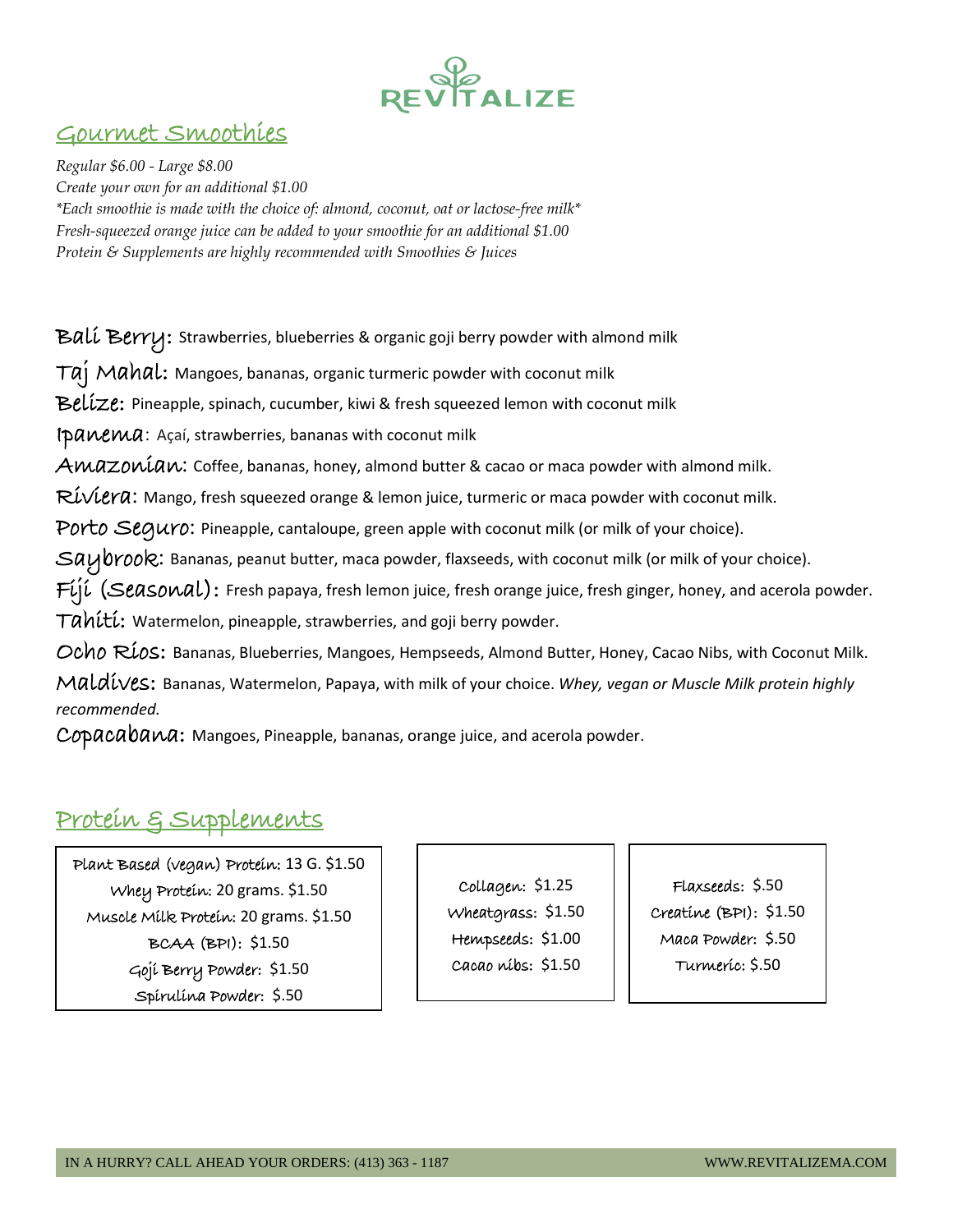# REVITALIZE

## Gourmet Smoothies

*Regular $6.00 - Large $8.00*
*Create your own for an additional $1.00*
*\*Each smoothie is made with the choice of: almond, coconut, oat or lactose-free milk\**
*Fresh-squeezed orange juice can be added to your smoothie for an additional $1.00*
*Protein & Supplements are highly recommended with Smoothies & Juices*

**Bali Berry:** Strawberries, blueberries & organic goji berry powder with almond milk

**Taj Mahal:** Mangoes, bananas, organic turmeric powder with coconut milk

**Belize:** Pineapple, spinach, cucumber, kiwi & fresh squeezed lemon with coconut milk

**Ipanema:** Açaí, strawberries, bananas with coconut milk

**Amazonian:** Coffee, bananas, honey, almond butter & cacao or maca powder with almond milk.

**Riviera:** Mango, fresh squeezed orange & lemon juice, turmeric or maca powder with coconut milk.

**Porto Seguro:** Pineapple, cantaloupe, green apple with coconut milk (or milk of your choice).

**Saybrook:** Bananas, peanut butter, maca powder, flaxseeds, with coconut milk (or milk of your choice).

**Fiji (Seasonal):** Fresh papaya, fresh lemon juice, fresh orange juice, fresh ginger, honey, and acerola powder.

**Tahiti:** Watermelon, pineapple, strawberries, and goji berry powder.

**Ocho Rios:** Bananas, Blueberries, Mangoes, Hempseeds, Almond Butter, Honey, Cacao Nibs, with Coconut Milk.

**Maldives:** Bananas, Watermelon, Papaya, with milk of your choice. *Whey, vegan or Muscle Milk protein highly recommended.*

**Copacabana:** Mangoes, Pineapple, bananas, orange juice, and acerola powder.

## Protein & Supplements

Plant Based (vegan) Protein: 13 G. $1.50
Whey Protein: 20 grams. $1.50
Muscle Milk Protein: 20 grams. $1.50
BCAA (BPI): $1.50
Goji Berry Powder: $1.50
Spirulina Powder: $.50

Collagen: $1.25
Wheatgrass: $1.50
Hempseeds: $1.00
Cacao nibs: $1.50

Flaxseeds: $.50
Creatine (BPI): $1.50
Maca Powder: $.50
Turmeric: $.50

IN A HURRY? CALL AHEAD YOUR ORDERS: (413) 363 - 1187 WWW.REVITALIZEMA.COM